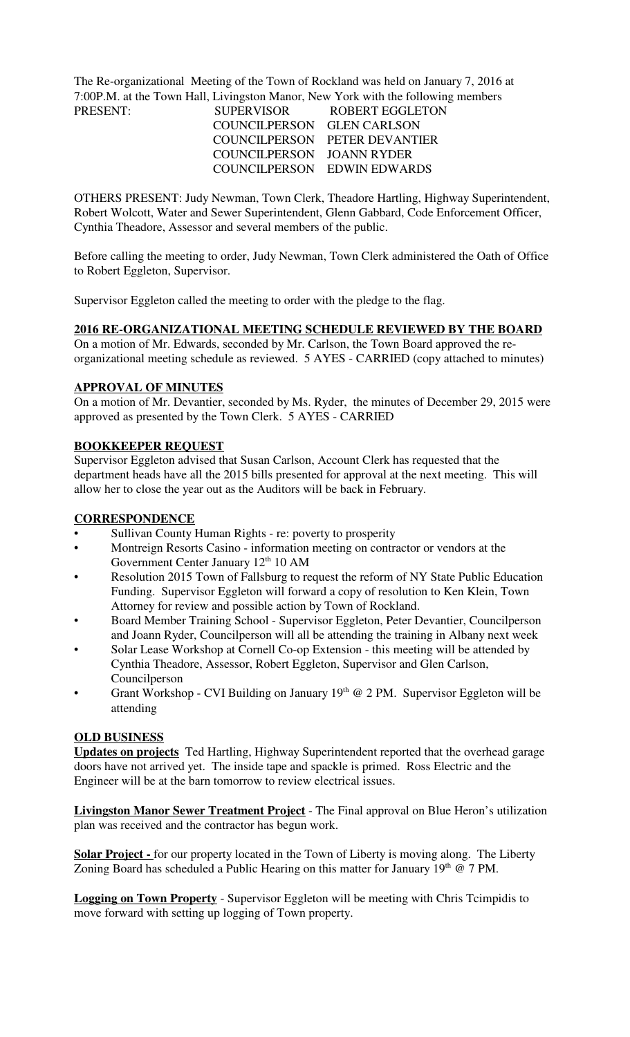The Re-organizational Meeting of the Town of Rockland was held on January 7, 2016 at 7:00P.M. at the Town Hall, Livingston Manor, New York with the following members

| PRESENT: | SUPERVISOR | ROBERT EGGLETON |
|---|---|---|
| | COUNCILPERSON | GLEN CARLSON |
| | COUNCILPERSON | PETER DEVANTIER |
| | COUNCILPERSON | JOANN RYDER |
| | COUNCILPERSON | EDWIN EDWARDS |

OTHERS PRESENT: Judy Newman, Town Clerk, Theadore Hartling, Highway Superintendent, Robert Wolcott, Water and Sewer Superintendent, Glenn Gabbard, Code Enforcement Officer, Cynthia Theadore, Assessor and several members of the public.

Before calling the meeting to order, Judy Newman, Town Clerk administered the Oath of Office to Robert Eggleton, Supervisor.

Supervisor Eggleton called the meeting to order with the pledge to the flag.

## 2016 RE-ORGANIZATIONAL MEETING SCHEDULE REVIEWED BY THE BOARD

On a motion of Mr. Edwards, seconded by Mr. Carlson, the Town Board approved the re-organizational meeting schedule as reviewed. 5 AYES - CARRIED (copy attached to minutes)

## APPROVAL OF MINUTES

On a motion of Mr. Devantier, seconded by Ms. Ryder, the minutes of December 29, 2015 were approved as presented by the Town Clerk. 5 AYES - CARRIED

## BOOKKEEPER REQUEST

Supervisor Eggleton advised that Susan Carlson, Account Clerk has requested that the department heads have all the 2015 bills presented for approval at the next meeting. This will allow her to close the year out as the Auditors will be back in February.

## CORRESPONDENCE

- Sullivan County Human Rights - re: poverty to prosperity
- Montreign Resorts Casino - information meeting on contractor or vendors at the Government Center January 12th 10 AM
- Resolution 2015 Town of Fallsburg to request the reform of NY State Public Education Funding. Supervisor Eggleton will forward a copy of resolution to Ken Klein, Town Attorney for review and possible action by Town of Rockland.
- Board Member Training School - Supervisor Eggleton, Peter Devantier, Councilperson and Joann Ryder, Councilperson will all be attending the training in Albany next week
- Solar Lease Workshop at Cornell Co-op Extension - this meeting will be attended by Cynthia Theadore, Assessor, Robert Eggleton, Supervisor and Glen Carlson, Councilperson
- Grant Workshop - CVI Building on January 19th @ 2 PM. Supervisor Eggleton will be attending

## OLD BUSINESS

**Updates on projects** Ted Hartling, Highway Superintendent reported that the overhead garage doors have not arrived yet. The inside tape and spackle is primed. Ross Electric and the Engineer will be at the barn tomorrow to review electrical issues.

**Livingston Manor Sewer Treatment Project** - The Final approval on Blue Heron's utilization plan was received and the contractor has begun work.

**Solar Project -** for our property located in the Town of Liberty is moving along. The Liberty Zoning Board has scheduled a Public Hearing on this matter for January 19th @ 7 PM.

**Logging on Town Property** - Supervisor Eggleton will be meeting with Chris Tcimpidis to move forward with setting up logging of Town property.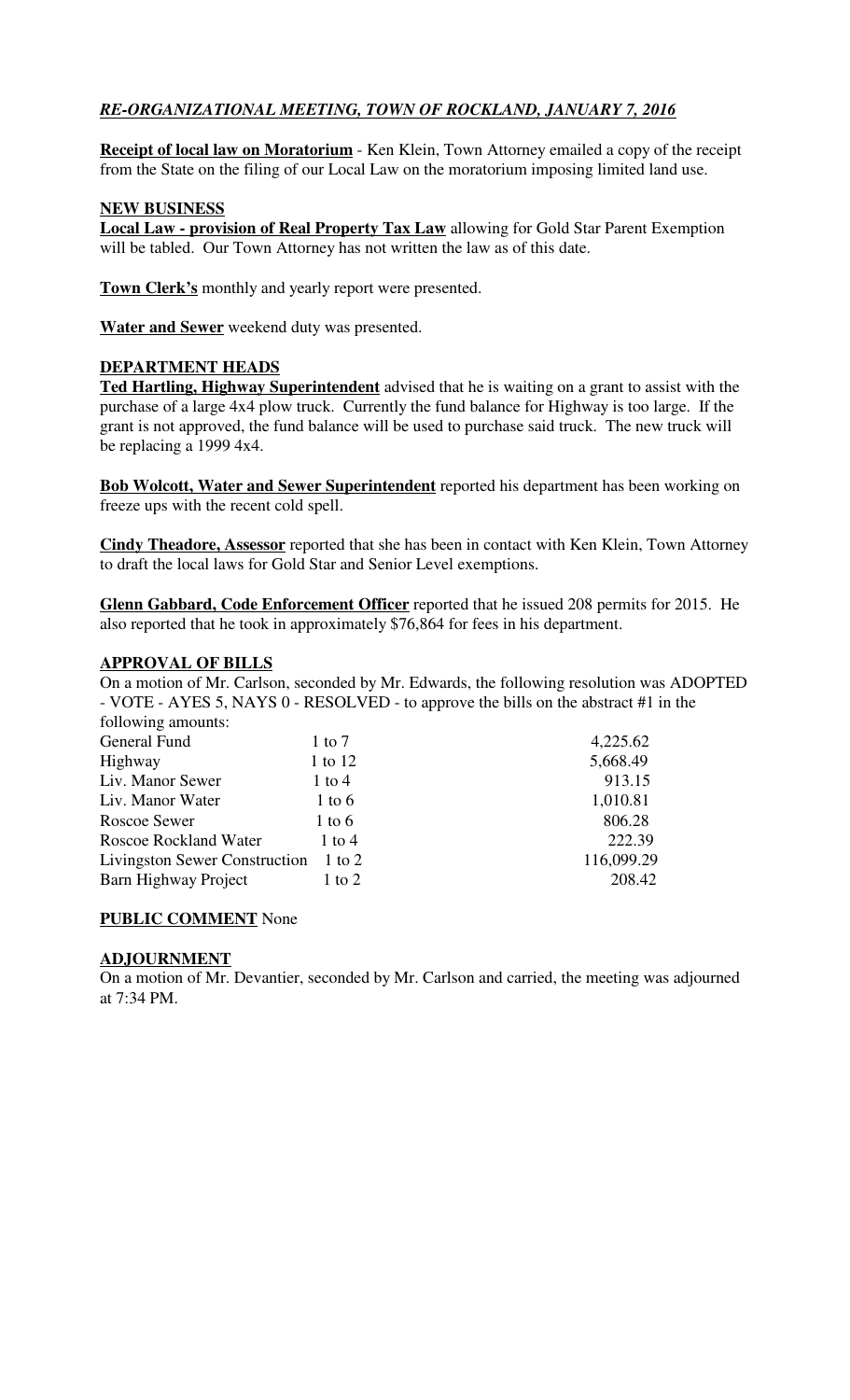## *RE-ORGANIZATIONAL MEETING, TOWN OF ROCKLAND, JANUARY 7, 2016*

**Receipt of local law on Moratorium** - Ken Klein, Town Attorney emailed a copy of the receipt from the State on the filing of our Local Law on the moratorium imposing limited land use.

### NEW BUSINESS

**Local Law - provision of Real Property Tax Law** allowing for Gold Star Parent Exemption will be tabled. Our Town Attorney has not written the law as of this date.

**Town Clerk's** monthly and yearly report were presented.

**Water and Sewer** weekend duty was presented.

### DEPARTMENT HEADS

**Ted Hartling, Highway Superintendent** advised that he is waiting on a grant to assist with the purchase of a large 4x4 plow truck. Currently the fund balance for Highway is too large. If the grant is not approved, the fund balance will be used to purchase said truck. The new truck will be replacing a 1999 4x4.

**Bob Wolcott, Water and Sewer Superintendent** reported his department has been working on freeze ups with the recent cold spell.

**Cindy Theadore, Assessor** reported that she has been in contact with Ken Klein, Town Attorney to draft the local laws for Gold Star and Senior Level exemptions.

**Glenn Gabbard, Code Enforcement Officer** reported that he issued 208 permits for 2015. He also reported that he took in approximately $76,864 for fees in his department.

### APPROVAL OF BILLS

On a motion of Mr. Carlson, seconded by Mr. Edwards, the following resolution was ADOPTED - VOTE - AYES 5, NAYS 0 - RESOLVED - to approve the bills on the abstract #1 in the following amounts:

| | | |
|---|---|---|
| General Fund | 1 to 7 | 4,225.62 |
| Highway | 1 to 12 | 5,668.49 |
| Liv. Manor Sewer | 1 to 4 | 913.15 |
| Liv. Manor Water | 1 to 6 | 1,010.81 |
| Roscoe Sewer | 1 to 6 | 806.28 |
| Roscoe Rockland Water | 1 to 4 | 222.39 |
| Livingston Sewer Construction | 1 to 2 | 116,099.29 |
| Barn Highway Project | 1 to 2 | 208.42 |

**PUBLIC COMMENT** None

### ADJOURNMENT

On a motion of Mr. Devantier, seconded by Mr. Carlson and carried, the meeting was adjourned at 7:34 PM.